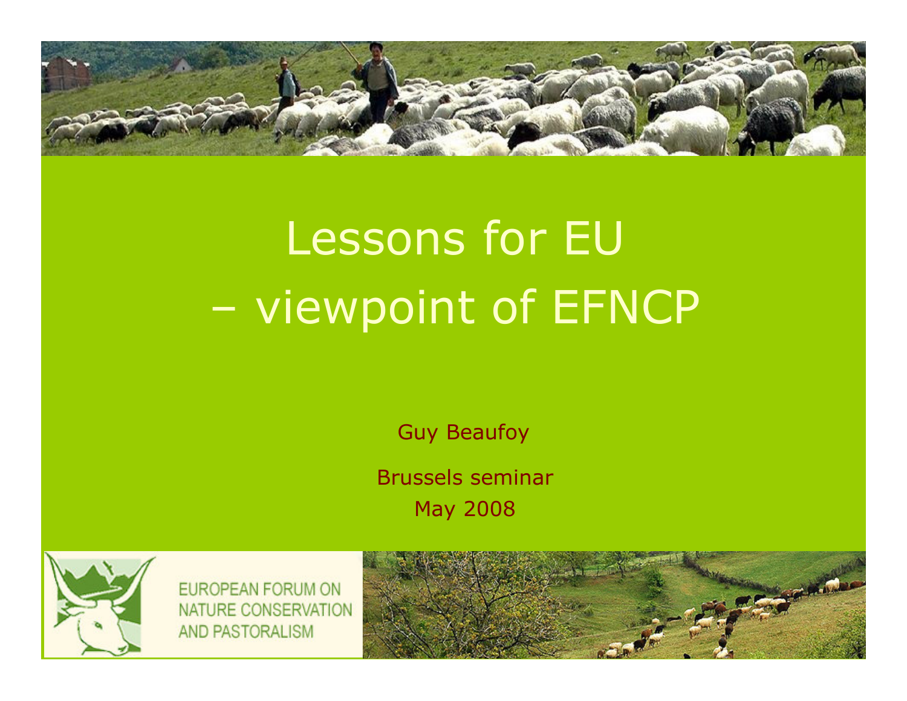# Lessons for EU – viewpoint of EFNCP

Guy Beaufoy

Brussels seminar

May 2008

EUROPEAN FORUM ON NATURE CONSERVATION AND PASTORALISM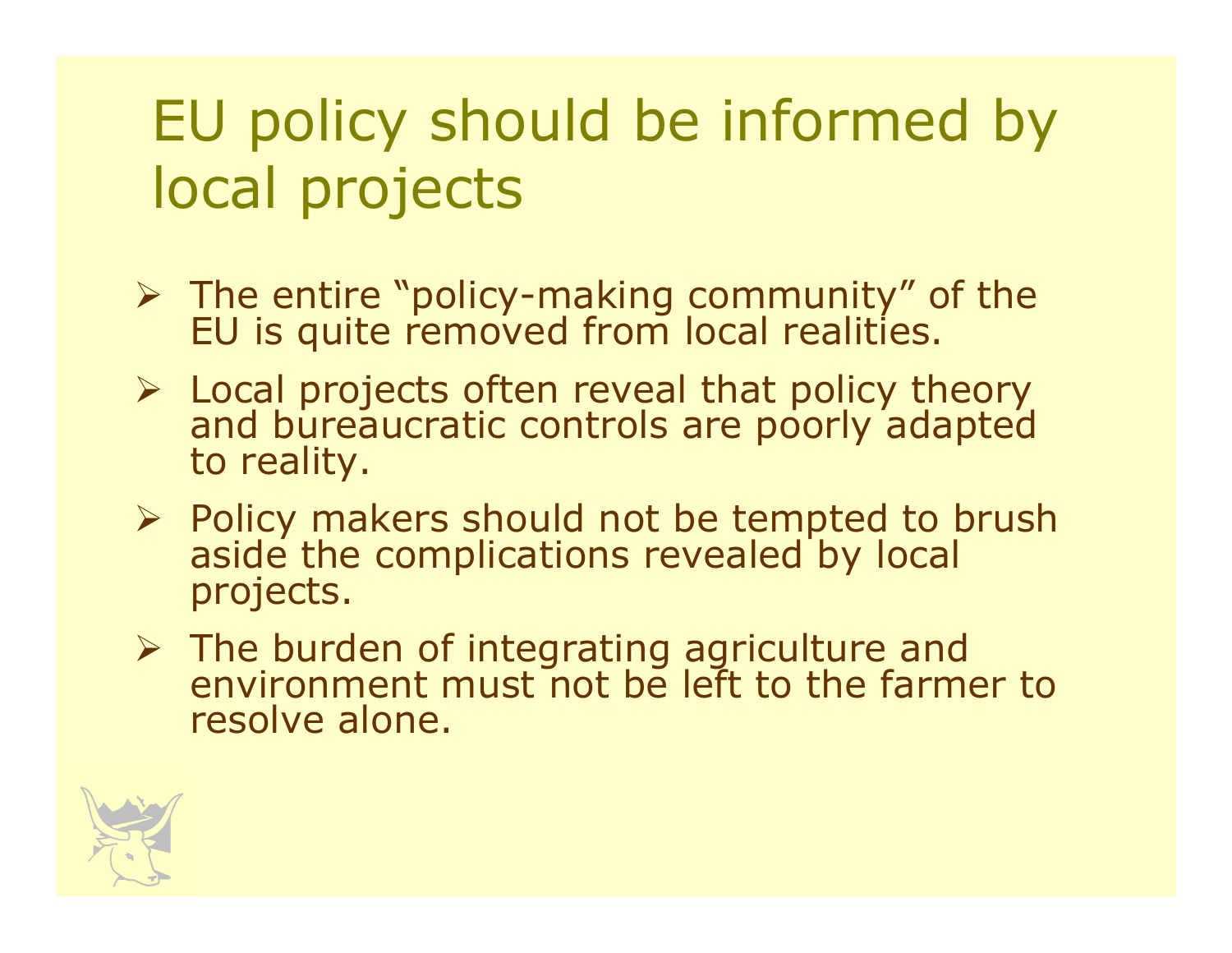# EU policy should be informed by local projects

- The entire "policy-making community" of the EU is quite removed from local realities.
- Local projects often reveal that policy theory and bureaucratic controls are poorly adapted to reality.
- Policy makers should not be tempted to brush aside the complications revealed by local projects.
- The burden of integrating agriculture and environment must not be left to the farmer to resolve alone.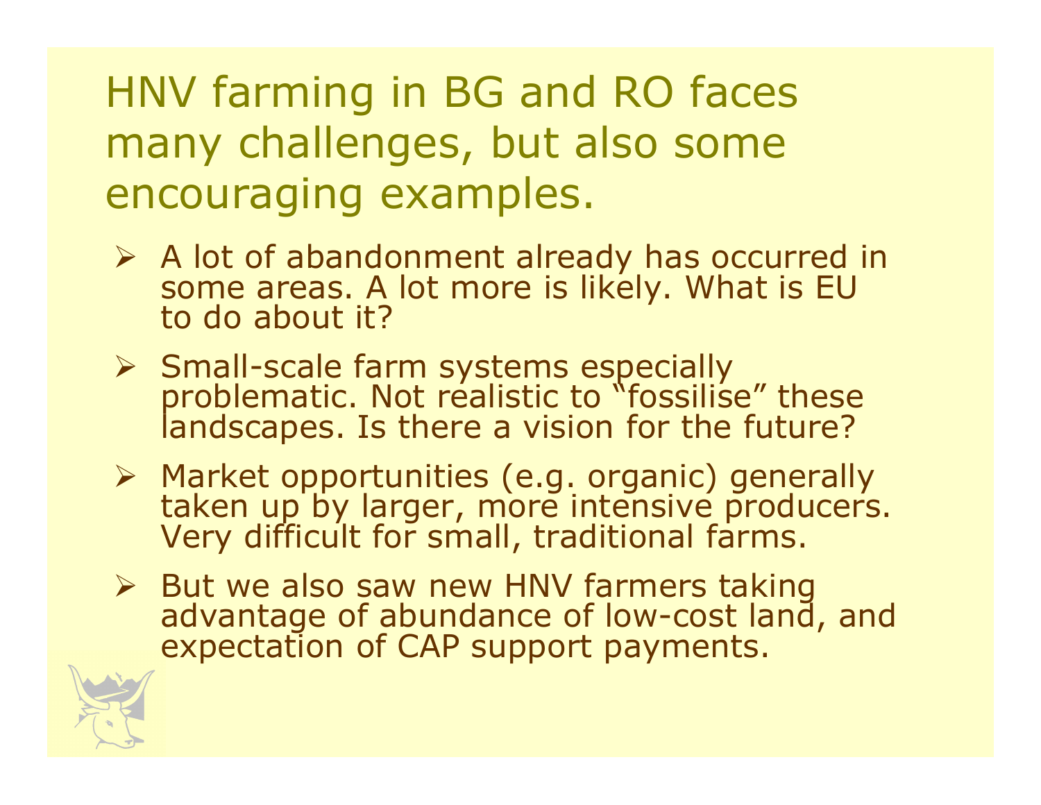# HNV farming in BG and RO faces many challenges, but also some encouraging examples.

- A lot of abandonment already has occurred in some areas. A lot more is likely. What is EU to do about it?
- Small-scale farm systems especially problematic. Not realistic to “fossilise” these landscapes. Is there a vision for the future?
- Market opportunities (e.g. organic) generally taken up by larger, more intensive producers. Very difficult for small, traditional farms.
- But we also saw new HNV farmers taking advantage of abundance of low-cost land, and expectation of CAP support payments.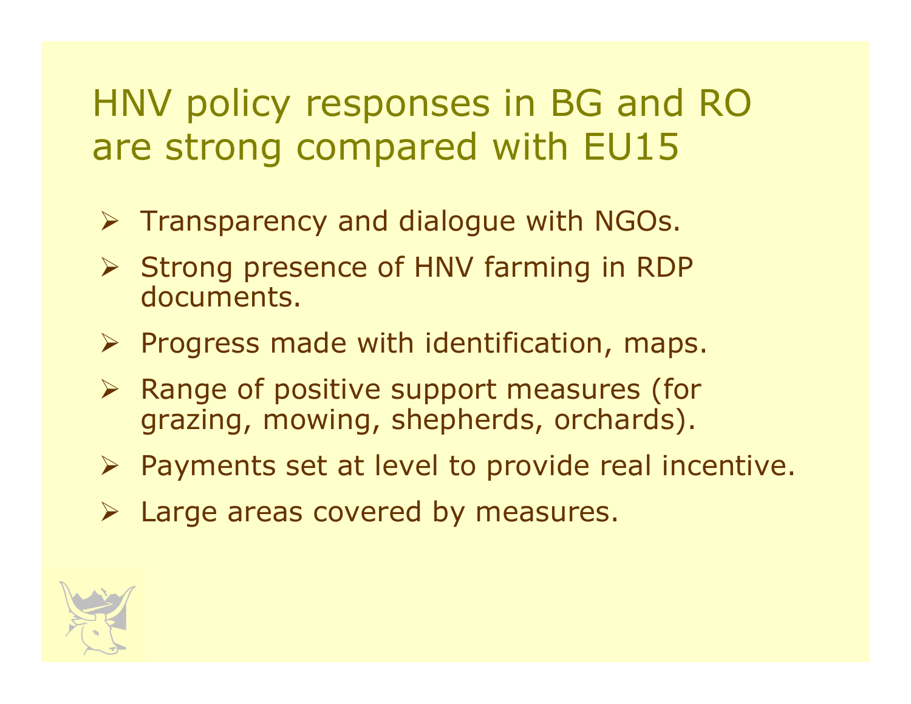# HNV policy responses in BG and RO are strong compared with EU15

- Transparency and dialogue with NGOs.
- Strong presence of HNV farming in RDP documents.
- Progress made with identification, maps.
- Range of positive support measures (for grazing, mowing, shepherds, orchards).
- Payments set at level to provide real incentive.
- Large areas covered by measures.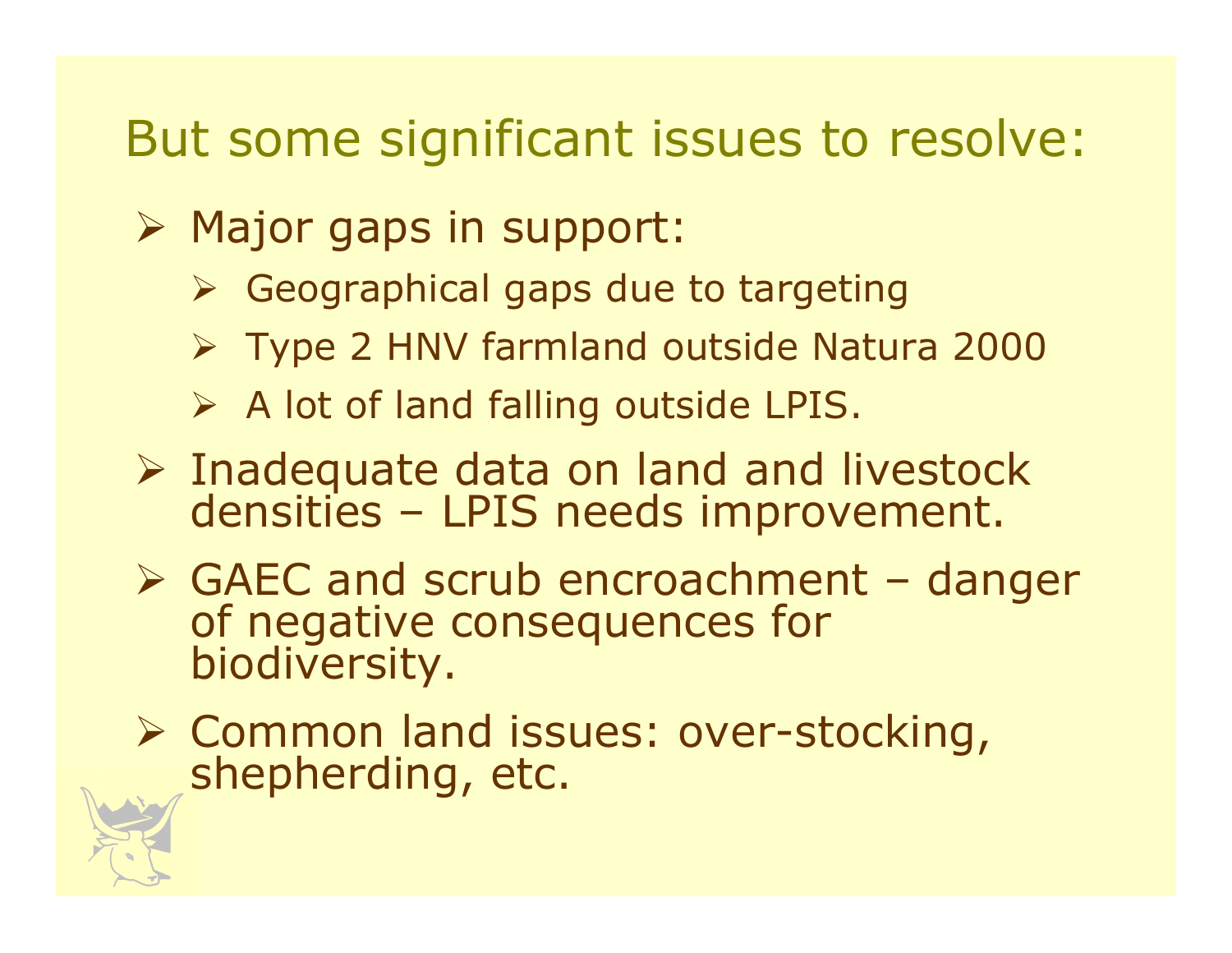# But some significant issues to resolve:

- Major gaps in support:
  - Geographical gaps due to targeting
  - Type 2 HNV farmland outside Natura 2000
  - A lot of land falling outside LPIS.
- Inadequate data on land and livestock densities – LPIS needs improvement.
- GAEC and scrub encroachment – danger of negative consequences for biodiversity.
- Common land issues: over-stocking, shepherding, etc.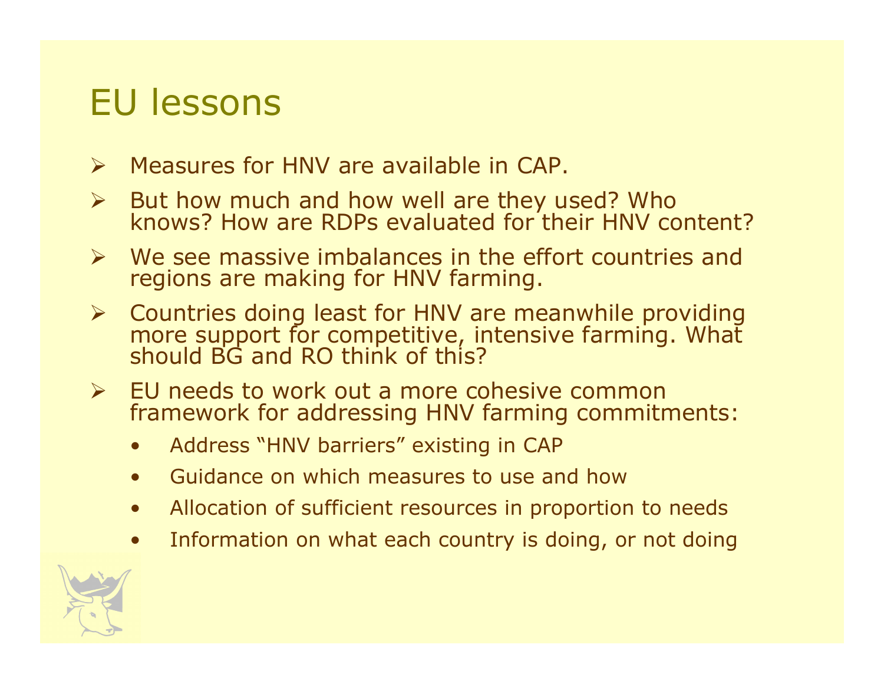# EU lessons

- Measures for HNV are available in CAP.
- But how much and how well are they used? Who knows? How are RDPs evaluated for their HNV content?
- We see massive imbalances in the effort countries and regions are making for HNV farming.
- Countries doing least for HNV are meanwhile providing more support for competitive, intensive farming. What should BG and RO think of this?
- EU needs to work out a more cohesive common framework for addressing HNV farming commitments:
  - Address "HNV barriers" existing in CAP
  - Guidance on which measures to use and how
  - Allocation of sufficient resources in proportion to needs
  - Information on what each country is doing, or not doing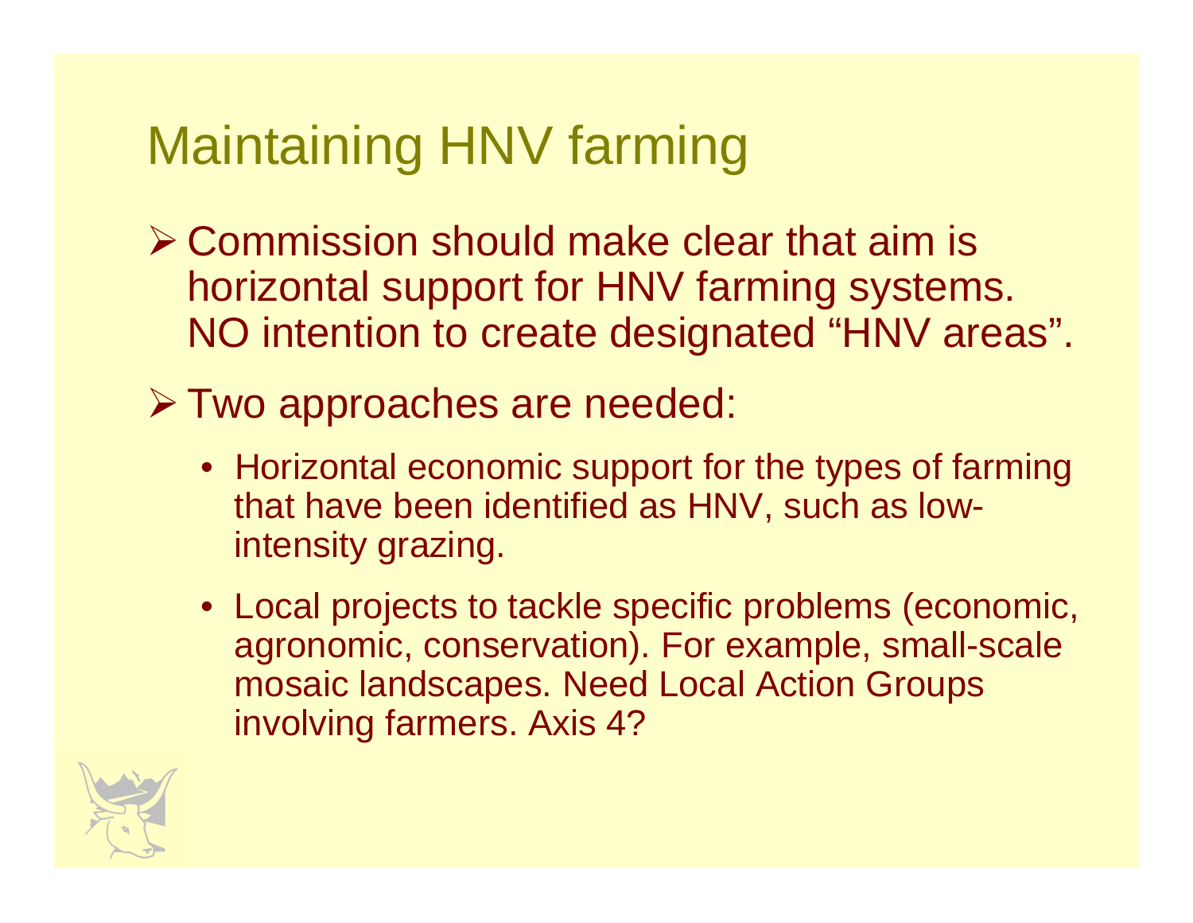# Maintaining HNV farming

- Commission should make clear that aim is horizontal support for HNV farming systems. NO intention to create designated “HNV areas”.
- Two approaches are needed:
  - Horizontal economic support for the types of farming that have been identified as HNV, such as low-intensity grazing.
  - Local projects to tackle specific problems (economic, agronomic, conservation). For example, small-scale mosaic landscapes. Need Local Action Groups involving farmers. Axis 4?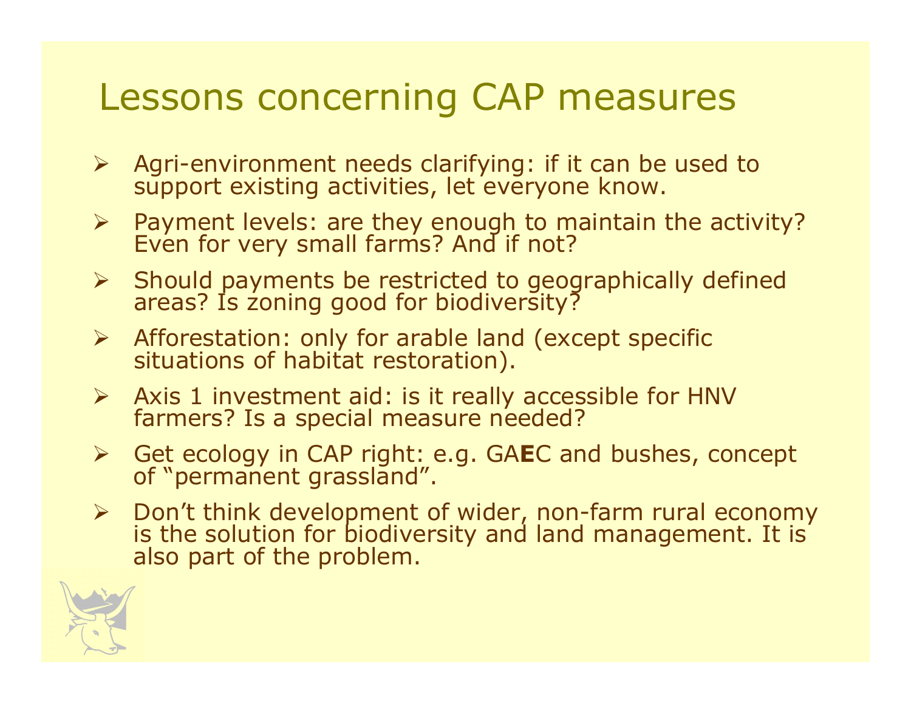# Lessons concerning CAP measures

- Agri-environment needs clarifying: if it can be used to support existing activities, let everyone know.
- Payment levels: are they enough to maintain the activity? Even for very small farms? And if not?
- Should payments be restricted to geographically defined areas? Is zoning good for biodiversity?
- Afforestation: only for arable land (except specific situations of habitat restoration).
- Axis 1 investment aid: is it really accessible for HNV farmers? Is a special measure needed?
- Get ecology in CAP right: e.g. GA**E**C and bushes, concept of "permanent grassland".
- Don't think development of wider, non-farm rural economy is the solution for biodiversity and land management. It is also part of the problem.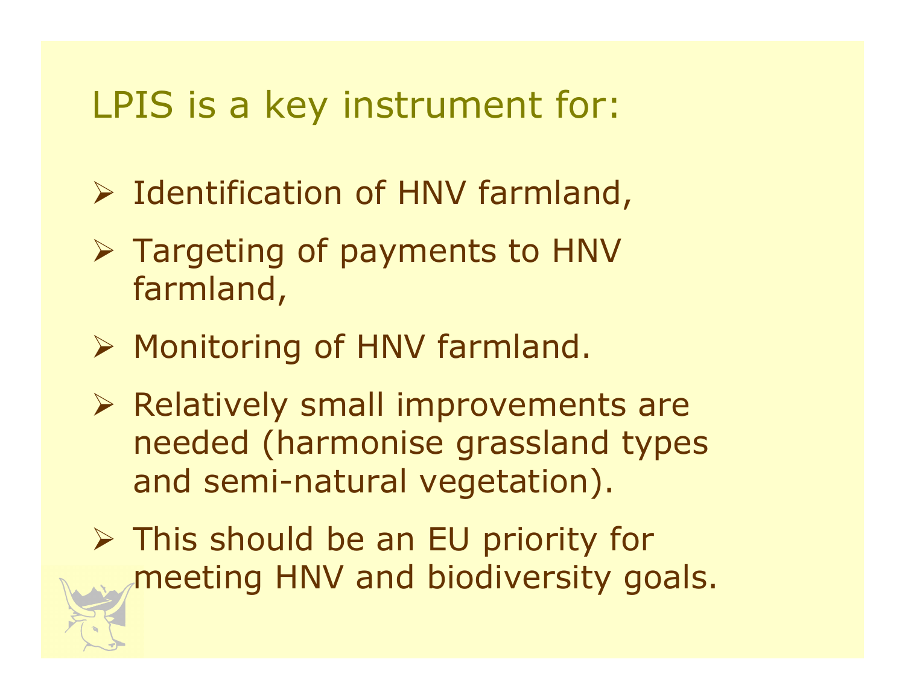## LPIS is a key instrument for:

- Identification of HNV farmland,
- Targeting of payments to HNV farmland,
- Monitoring of HNV farmland.
- Relatively small improvements are needed (harmonise grassland types and semi-natural vegetation).
- This should be an EU priority for meeting HNV and biodiversity goals.